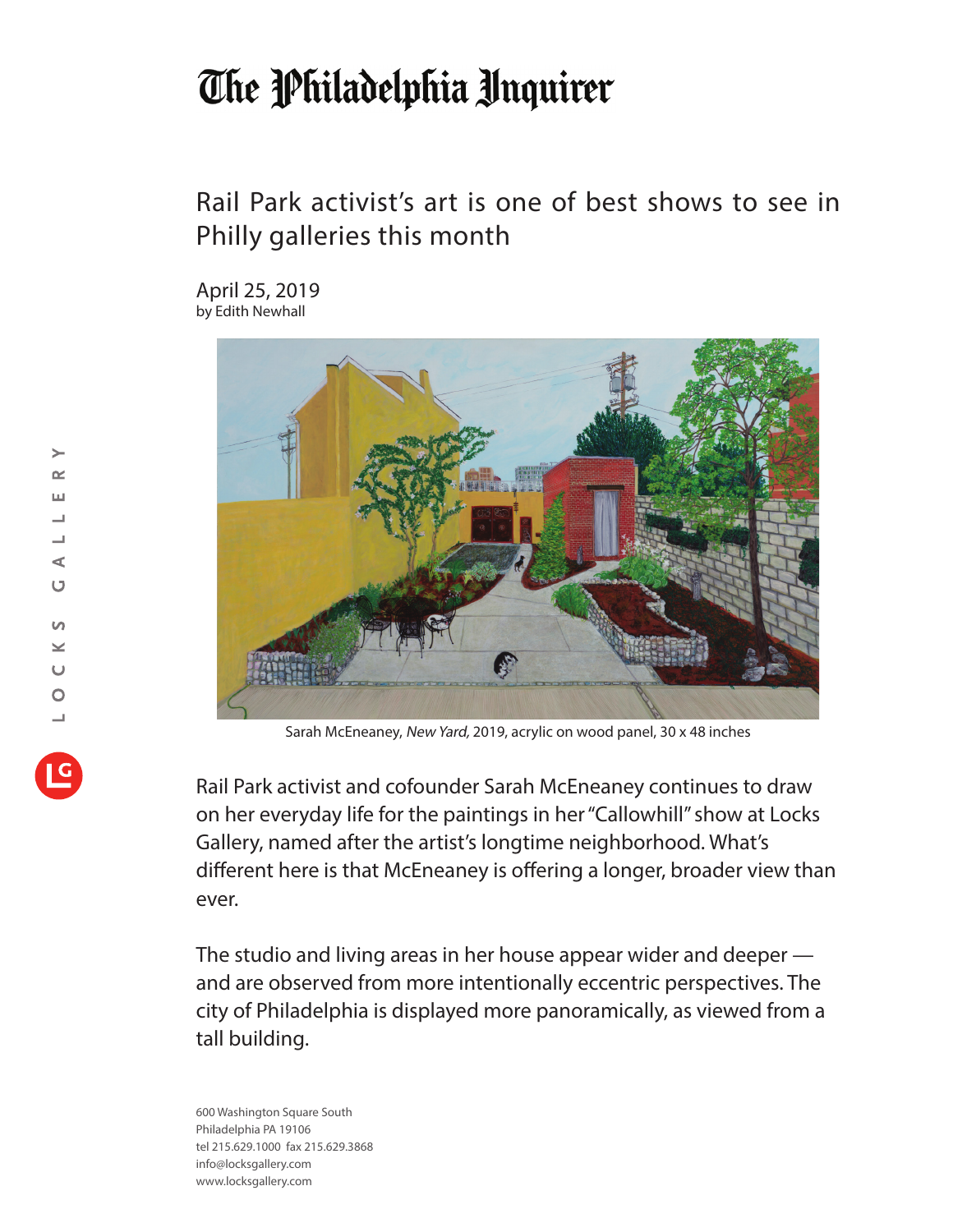# The Philadelphia Inquirer

## Rail Park activist's art is one of best shows to see in Philly galleries this month

April 25, 2019
by Edith Newhall

Sarah McEneaney, *New Yard,* 2019, acrylic on wood panel, 30 x 48 inches

Rail Park activist and cofounder Sarah McEneaney continues to draw on her everyday life for the paintings in her "Callowhill" show at Locks Gallery, named after the artist's longtime neighborhood. What's different here is that McEneaney is offering a longer, broader view than ever.

The studio and living areas in her house appear wider and deeper — and are observed from more intentionally eccentric perspectives. The city of Philadelphia is displayed more panoramically, as viewed from a tall building.

600 Washington Square South
Philadelphia PA 19106
tel 215.629.1000 fax 215.629.3868
info@locksgallery.com
www.locksgallery.com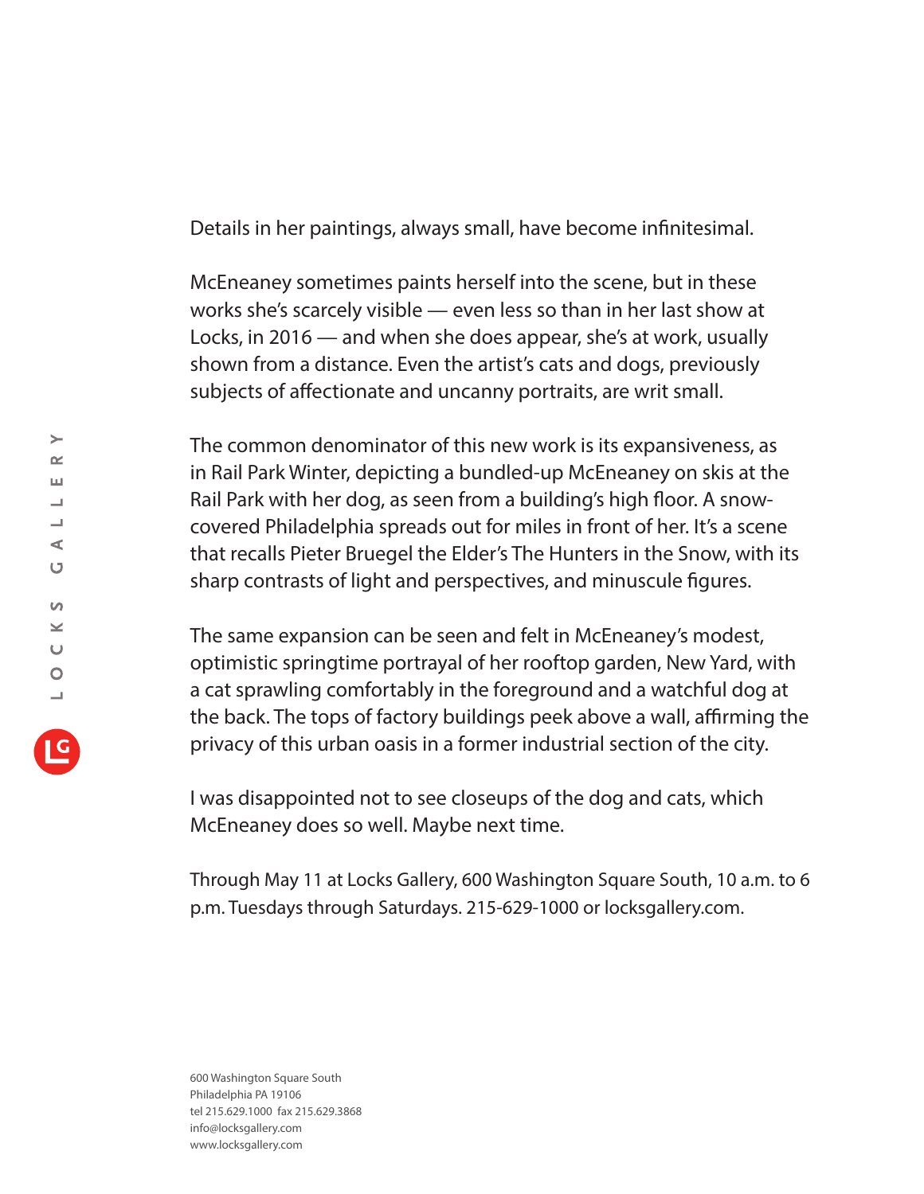Details in her paintings, always small, have become infinitesimal.

McEneaney sometimes paints herself into the scene, but in these works she's scarcely visible — even less so than in her last show at Locks, in 2016 — and when she does appear, she's at work, usually shown from a distance. Even the artist's cats and dogs, previously subjects of affectionate and uncanny portraits, are writ small.

The common denominator of this new work is its expansiveness, as in Rail Park Winter, depicting a bundled-up McEneaney on skis at the Rail Park with her dog, as seen from a building's high floor. A snow-covered Philadelphia spreads out for miles in front of her. It's a scene that recalls Pieter Bruegel the Elder's The Hunters in the Snow, with its sharp contrasts of light and perspectives, and minuscule figures.

The same expansion can be seen and felt in McEneaney's modest, optimistic springtime portrayal of her rooftop garden, New Yard, with a cat sprawling comfortably in the foreground and a watchful dog at the back. The tops of factory buildings peek above a wall, affirming the privacy of this urban oasis in a former industrial section of the city.

I was disappointed not to see closeups of the dog and cats, which McEneaney does so well. Maybe next time.

Through May 11 at Locks Gallery, 600 Washington Square South, 10 a.m. to 6 p.m. Tuesdays through Saturdays. 215-629-1000 or locksgallery.com.

600 Washington Square South
Philadelphia PA 19106
tel 215.629.1000 fax 215.629.3868
info@locksgallery.com
www.locksgallery.com